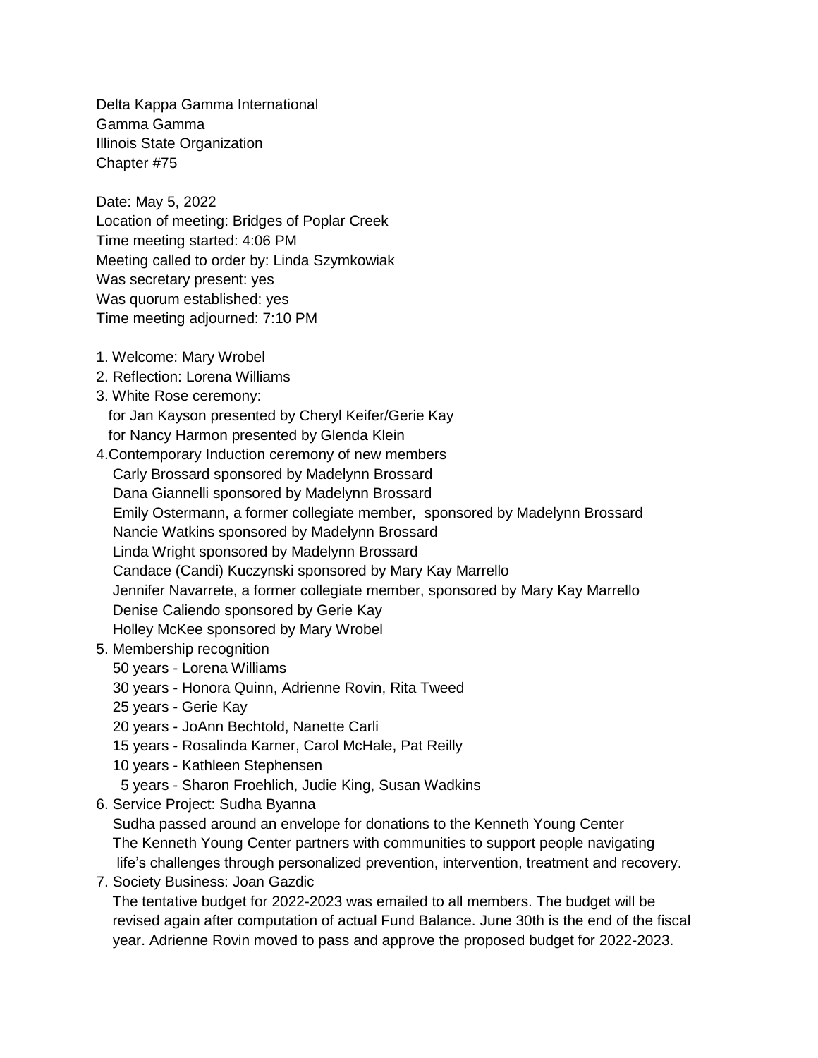Delta Kappa Gamma International
Gamma Gamma
Illinois State Organization
Chapter #75

Date: May 5, 2022
Location of meeting: Bridges of Poplar Creek
Time meeting started: 4:06 PM
Meeting called to order by: Linda Szymkowiak
Was secretary present: yes
Was quorum established: yes
Time meeting adjourned: 7:10 PM

1. Welcome: Mary Wrobel
2. Reflection: Lorena Williams
3. White Rose ceremony:
   for Jan Kayson presented by Cheryl Keifer/Gerie Kay
   for Nancy Harmon presented by Glenda Klein
4. Contemporary Induction ceremony of new members
   Carly Brossard sponsored by Madelynn Brossard
   Dana Giannelli sponsored by Madelynn Brossard
   Emily Ostermann, a former collegiate member, sponsored by Madelynn Brossard
   Nancie Watkins sponsored by Madelynn Brossard
   Linda Wright sponsored by Madelynn Brossard
   Candace (Candi) Kuczynski sponsored by Mary Kay Marrello
   Jennifer Navarrete, a former collegiate member, sponsored by Mary Kay Marrello
   Denise Caliendo sponsored by Gerie Kay
   Holley McKee sponsored by Mary Wrobel
5. Membership recognition
   50 years - Lorena Williams
   30 years - Honora Quinn, Adrienne Rovin, Rita Tweed
   25 years - Gerie Kay
   20 years - JoAnn Bechtold, Nanette Carli
   15 years - Rosalinda Karner, Carol McHale, Pat Reilly
   10 years - Kathleen Stephensen
   5 years - Sharon Froehlich, Judie King, Susan Wadkins
6. Service Project: Sudha Byanna
   Sudha passed around an envelope for donations to the Kenneth Young Center
   The Kenneth Young Center partners with communities to support people navigating life's challenges through personalized prevention, intervention, treatment and recovery.
7. Society Business: Joan Gazdic
   The tentative budget for 2022-2023 was emailed to all members. The budget will be revised again after computation of actual Fund Balance. June 30th is the end of the fiscal year. Adrienne Rovin moved to pass and approve the proposed budget for 2022-2023.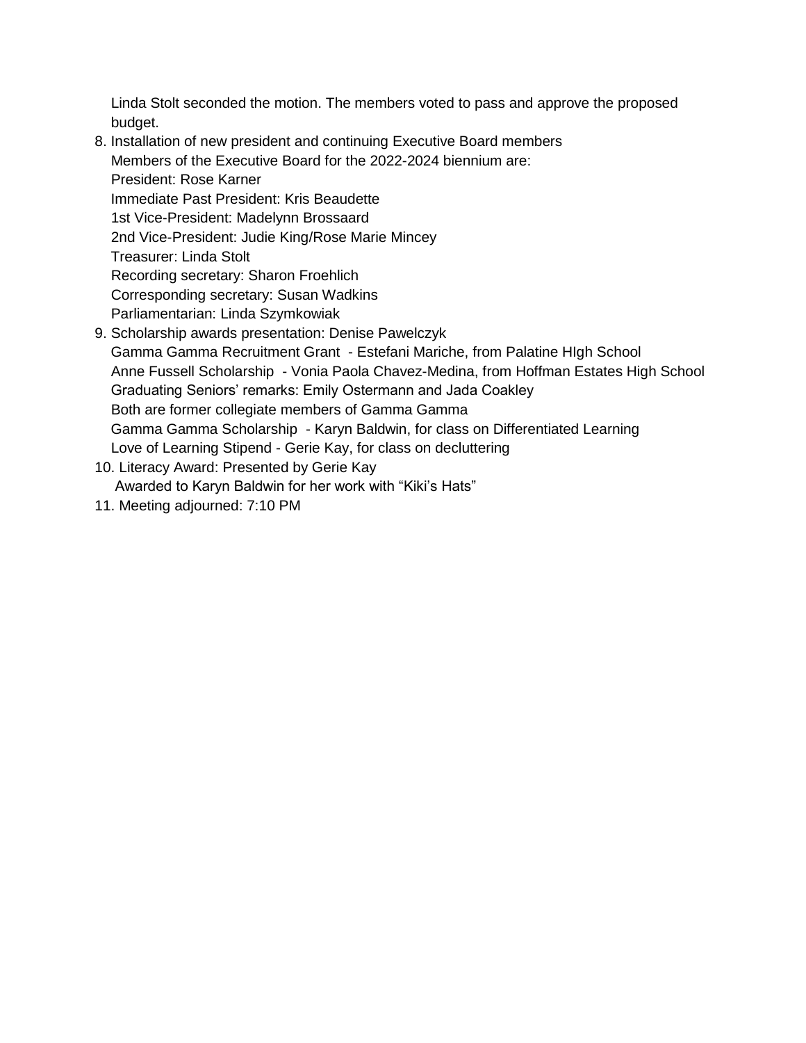Linda Stolt seconded the motion. The members voted to pass and approve the proposed budget.

8. Installation of new president and continuing Executive Board members
   Members of the Executive Board for the 2022-2024 biennium are:
   President: Rose Karner
   Immediate Past President: Kris Beaudette
   1st Vice-President: Madelynn Brossaard
   2nd Vice-President: Judie King/Rose Marie Mincey
   Treasurer: Linda Stolt
   Recording secretary: Sharon Froehlich
   Corresponding secretary: Susan Wadkins
   Parliamentarian: Linda Szymkowiak
9. Scholarship awards presentation: Denise Pawelczyk
   Gamma Gamma Recruitment Grant - Estefani Mariche, from Palatine HIgh School
   Anne Fussell Scholarship - Vonia Paola Chavez-Medina, from Hoffman Estates High School
   Graduating Seniors' remarks: Emily Ostermann and Jada Coakley
   Both are former collegiate members of Gamma Gamma
   Gamma Gamma Scholarship - Karyn Baldwin, for class on Differentiated Learning
   Love of Learning Stipend - Gerie Kay, for class on decluttering
10. Literacy Award: Presented by Gerie Kay
    Awarded to Karyn Baldwin for her work with "Kiki's Hats"
11. Meeting adjourned: 7:10 PM